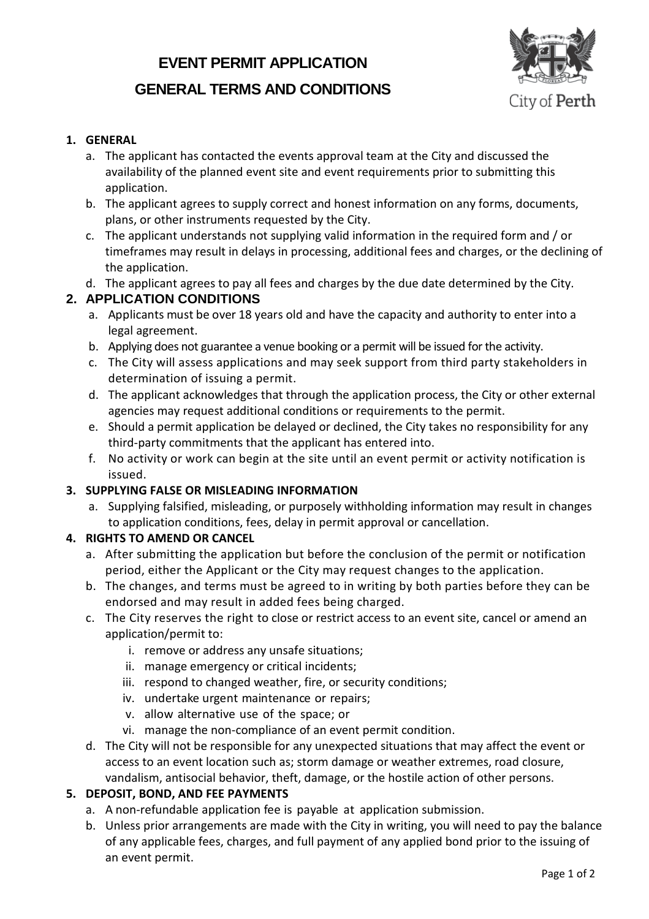# EVENT PERMIT APPLICATION

# GENERAL TERMS AND CONDITIONS

City of Perth

1. **GENERAL**
   a. The applicant has contacted the events approval team at the City and discussed the availability of the planned event site and event requirements prior to submitting this application.
   b. The applicant agrees to supply correct and honest information on any forms, documents, plans, or other instruments requested by the City.
   c. The applicant understands not supplying valid information in the required form and / or timeframes may result in delays in processing, additional fees and charges, or the declining of the application.
   d. The applicant agrees to pay all fees and charges by the due date determined by the City.

2. **APPLICATION CONDITIONS**
   a. Applicants must be over 18 years old and have the capacity and authority to enter into a legal agreement.
   b. Applying does not guarantee a venue booking or a permit will be issued for the activity.
   c. The City will assess applications and may seek support from third party stakeholders in determination of issuing a permit.
   d. The applicant acknowledges that through the application process, the City or other external agencies may request additional conditions or requirements to the permit.
   e. Should a permit application be delayed or declined, the City takes no responsibility for any third-party commitments that the applicant has entered into.
   f. No activity or work can begin at the site until an event permit or activity notification is issued.

3. **SUPPLYING FALSE OR MISLEADING INFORMATION**
   a. Supplying falsified, misleading, or purposely withholding information may result in changes to application conditions, fees, delay in permit approval or cancellation.

4. **RIGHTS TO AMEND OR CANCEL**
   a. After submitting the application but before the conclusion of the permit or notification period, either the Applicant or the City may request changes to the application.
   b. The changes, and terms must be agreed to in writing by both parties before they can be endorsed and may result in added fees being charged.
   c. The City reserves the right to close or restrict access to an event site, cancel or amend an application/permit to:
      i. remove or address any unsafe situations;
      ii. manage emergency or critical incidents;
      iii. respond to changed weather, fire, or security conditions;
      iv. undertake urgent maintenance or repairs;
      v. allow alternative use of the space; or
      vi. manage the non-compliance of an event permit condition.
   d. The City will not be responsible for any unexpected situations that may affect the event or access to an event location such as; storm damage or weather extremes, road closure, vandalism, antisocial behavior, theft, damage, or the hostile action of other persons.

5. **DEPOSIT, BOND, AND FEE PAYMENTS**
   a. A non-refundable application fee is payable at application submission.
   b. Unless prior arrangements are made with the City in writing, you will need to pay the balance of any applicable fees, charges, and full payment of any applied bond prior to the issuing of an event permit.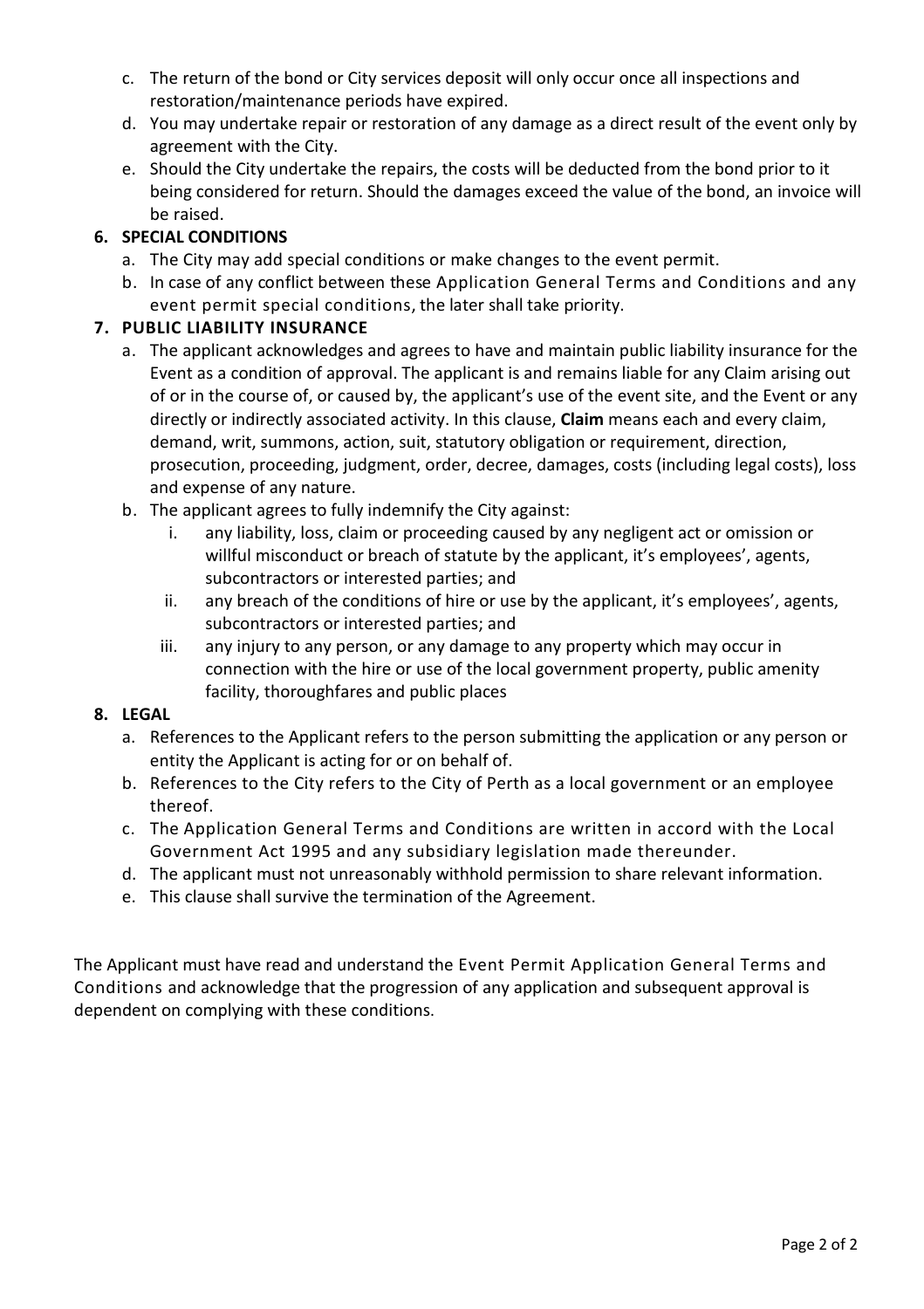c. The return of the bond or City services deposit will only occur once all inspections and restoration/maintenance periods have expired.

d. You may undertake repair or restoration of any damage as a direct result of the event only by agreement with the City.

e. Should the City undertake the repairs, the costs will be deducted from the bond prior to it being considered for return. Should the damages exceed the value of the bond, an invoice will be raised.

**6. SPECIAL CONDITIONS**

a. The City may add special conditions or make changes to the event permit.

b. In case of any conflict between these Application General Terms and Conditions and any event permit special conditions, the later shall take priority.

**7. PUBLIC LIABILITY INSURANCE**

a. The applicant acknowledges and agrees to have and maintain public liability insurance for the Event as a condition of approval. The applicant is and remains liable for any Claim arising out of or in the course of, or caused by, the applicant's use of the event site, and the Event or any directly or indirectly associated activity. In this clause, **Claim** means each and every claim, demand, writ, summons, action, suit, statutory obligation or requirement, direction, prosecution, proceeding, judgment, order, decree, damages, costs (including legal costs), loss and expense of any nature.

b. The applicant agrees to fully indemnify the City against:

   i. any liability, loss, claim or proceeding caused by any negligent act or omission or willful misconduct or breach of statute by the applicant, it's employees', agents, subcontractors or interested parties; and

   ii. any breach of the conditions of hire or use by the applicant, it's employees', agents, subcontractors or interested parties; and

   iii. any injury to any person, or any damage to any property which may occur in connection with the hire or use of the local government property, public amenity facility, thoroughfares and public places

**8. LEGAL**

a. References to the Applicant refers to the person submitting the application or any person or entity the Applicant is acting for or on behalf of.

b. References to the City refers to the City of Perth as a local government or an employee thereof.

c. The Application General Terms and Conditions are written in accord with the Local Government Act 1995 and any subsidiary legislation made thereunder.

d. The applicant must not unreasonably withhold permission to share relevant information.

e. This clause shall survive the termination of the Agreement.

The Applicant must have read and understand the Event Permit Application General Terms and Conditions and acknowledge that the progression of any application and subsequent approval is dependent on complying with these conditions.